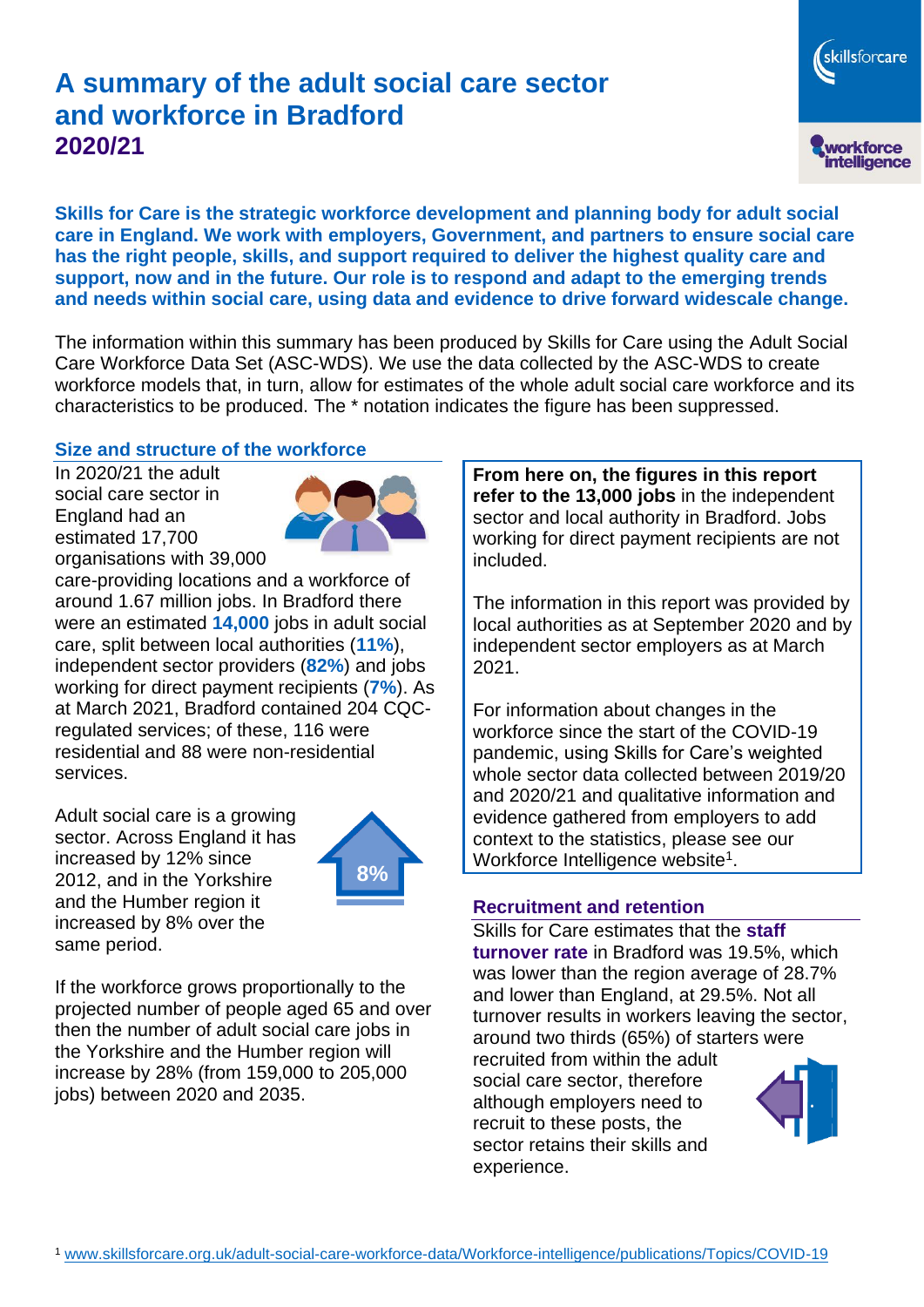# A summary of the adult social care sector and workforce in Bradford
## 2020/21

**Skills for Care is the strategic workforce development and planning body for adult social care in England. We work with employers, Government, and partners to ensure social care has the right people, skills, and support required to deliver the highest quality care and support, now and in the future. Our role is to respond and adapt to the emerging trends and needs within social care, using data and evidence to drive forward widescale change.**

The information within this summary has been produced by Skills for Care using the Adult Social Care Workforce Data Set (ASC-WDS). We use the data collected by the ASC-WDS to create workforce models that, in turn, allow for estimates of the whole adult social care workforce and its characteristics to be produced. The * notation indicates the figure has been suppressed.

### Size and structure of the workforce

In 2020/21 the adult social care sector in England had an estimated 17,700 organisations with 39,000 care-providing locations and a workforce of around 1.67 million jobs. In Bradford there were an estimated **14,000** jobs in adult social care, split between local authorities (**11%**), independent sector providers (**82%**) and jobs working for direct payment recipients (**7%**). As at March 2021, Bradford contained 204 CQC-regulated services; of these, 116 were residential and 88 were non-residential services.

Adult social care is a growing sector. Across England it has increased by 12% since 2012, and in the Yorkshire and the Humber region it increased by 8% over the same period.

8%

If the workforce grows proportionally to the projected number of people aged 65 and over then the number of adult social care jobs in the Yorkshire and the Humber region will increase by 28% (from 159,000 to 205,000 jobs) between 2020 and 2035.

**From here on, the figures in this report refer to the 13,000 jobs** in the independent sector and local authority in Bradford. Jobs working for direct payment recipients are not included.

The information in this report was provided by local authorities as at September 2020 and by independent sector employers as at March 2021.

For information about changes in the workforce since the start of the COVID-19 pandemic, using Skills for Care's weighted whole sector data collected between 2019/20 and 2020/21 and qualitative information and evidence gathered from employers to add context to the statistics, please see our Workforce Intelligence website[1].

### Recruitment and retention

Skills for Care estimates that the **staff turnover rate** in Bradford was 19.5%, which was lower than the region average of 28.7% and lower than England, at 29.5%. Not all turnover results in workers leaving the sector, around two thirds (65%) of starters were recruited from within the adult social care sector, therefore although employers need to recruit to these posts, the sector retains their skills and experience.

[1] www.skillsforcare.org.uk/adult-social-care-workforce-data/Workforce-intelligence/publications/Topics/COVID-19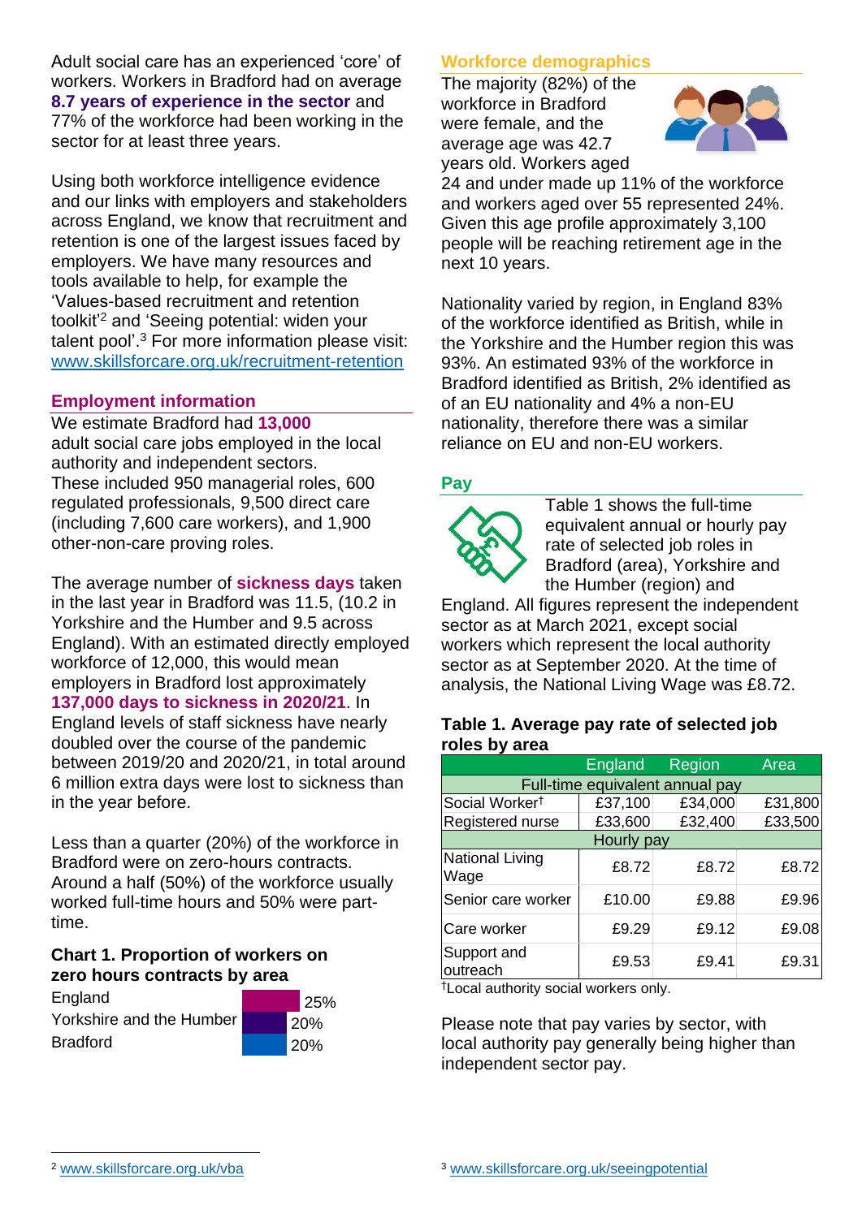Adult social care has an experienced 'core' of workers. Workers in Bradford had on average **8.7 years of experience in the sector** and 77% of the workforce had been working in the sector for at least three years.

Using both workforce intelligence evidence and our links with employers and stakeholders across England, we know that recruitment and retention is one of the largest issues faced by employers. We have many resources and tools available to help, for example the 'Values-based recruitment and retention toolkit'[2] and 'Seeing potential: widen your talent pool'.[3] For more information please visit: www.skillsforcare.org.uk/recruitment-retention

## Employment information

We estimate Bradford had **13,000** adult social care jobs employed in the local authority and independent sectors. These included 950 managerial roles, 600 regulated professionals, 9,500 direct care (including 7,600 care workers), and 1,900 other-non-care proving roles.

The average number of **sickness days** taken in the last year in Bradford was 11.5, (10.2 in Yorkshire and the Humber and 9.5 across England). With an estimated directly employed workforce of 12,000, this would mean employers in Bradford lost approximately **137,000 days to sickness in 2020/21**. In England levels of staff sickness have nearly doubled over the course of the pandemic between 2019/20 and 2020/21, in total around 6 million extra days were lost to sickness than in the year before.

Less than a quarter (20%) of the workforce in Bradford were on zero-hours contracts. Around a half (50%) of the workforce usually worked full-time hours and 50% were part-time.

### Chart 1. Proportion of workers on zero hours contracts by area

| Area | Proportion |
| --- | --- |
| England | 25% |
| Yorkshire and the Humber | 20% |
| Bradford | 20% |

## Workforce demographics

The majority (82%) of the workforce in Bradford were female, and the average age was 42.7 years old. Workers aged 24 and under made up 11% of the workforce and workers aged over 55 represented 24%. Given this age profile approximately 3,100 people will be reaching retirement age in the next 10 years.

Nationality varied by region, in England 83% of the workforce identified as British, while in the Yorkshire and the Humber region this was 93%. An estimated 93% of the workforce in Bradford identified as British, 2% identified as of an EU nationality and 4% a non-EU nationality, therefore there was a similar reliance on EU and non-EU workers.

## Pay

Table 1 shows the full-time equivalent annual or hourly pay rate of selected job roles in Bradford (area), Yorkshire and the Humber (region) and England. All figures represent the independent sector as at March 2021, except social workers which represent the local authority sector as at September 2020. At the time of analysis, the National Living Wage was £8.72.

### Table 1. Average pay rate of selected job roles by area

| | England | Region | Area |
| --- | --- | --- | --- |
| Full-time equivalent annual pay | | | |
| Social Worker† | £37,100 | £34,000 | £31,800 |
| Registered nurse | £33,600 | £32,400 | £33,500 |
| Hourly pay | | | |
| National Living Wage | £8.72 | £8.72 | £8.72 |
| Senior care worker | £10.00 | £9.88 | £9.96 |
| Care worker | £9.29 | £9.12 | £9.08 |
| Support and outreach | £9.53 | £9.41 | £9.31 |

†Local authority social workers only.

Please note that pay varies by sector, with local authority pay generally being higher than independent sector pay.

[2] www.skillsforcare.org.uk/vba

[3] www.skillsforcare.org.uk/seeingpotential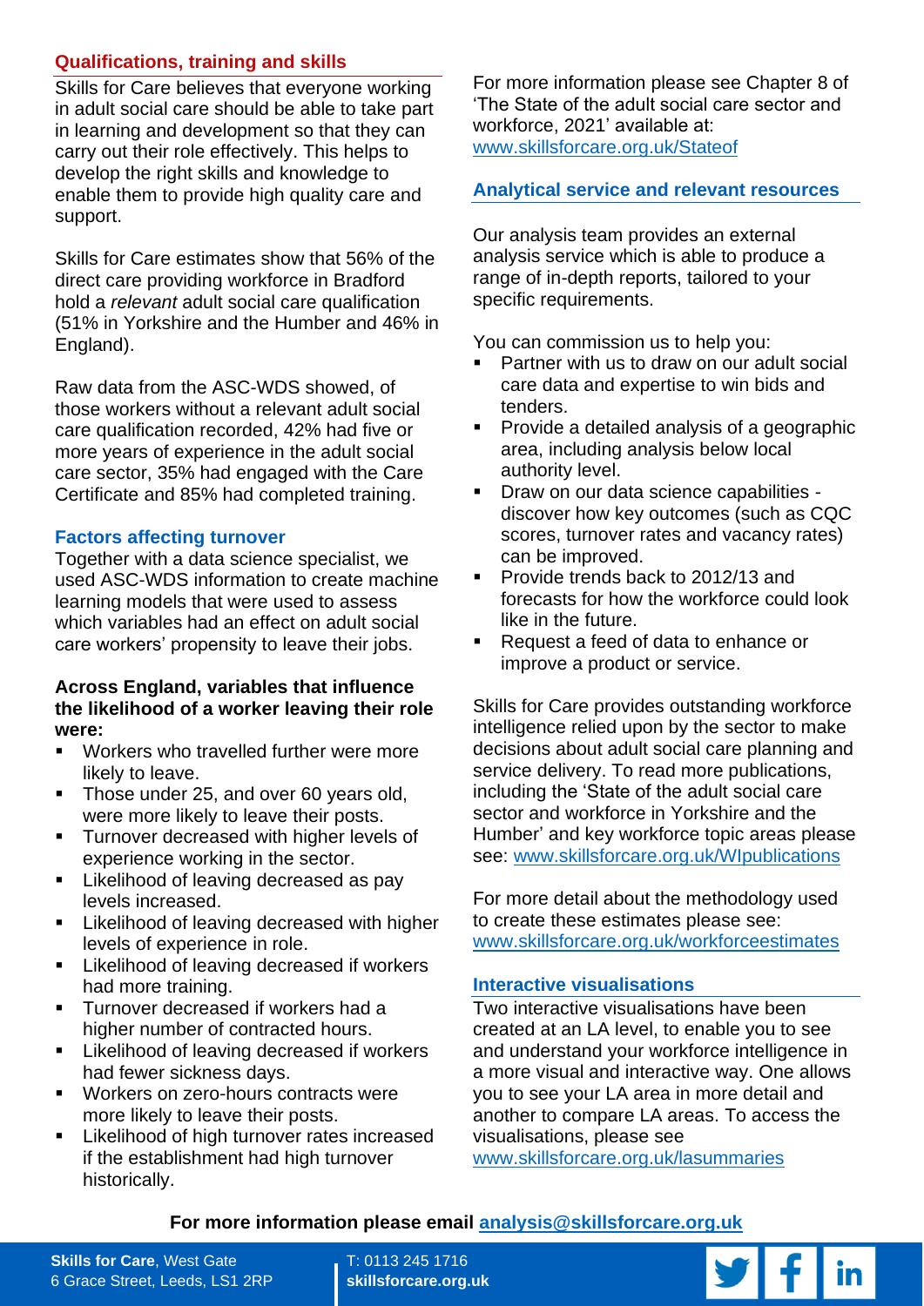## Qualifications, training and skills

Skills for Care believes that everyone working in adult social care should be able to take part in learning and development so that they can carry out their role effectively. This helps to develop the right skills and knowledge to enable them to provide high quality care and support.

Skills for Care estimates show that 56% of the direct care providing workforce in Bradford hold a *relevant* adult social care qualification (51% in Yorkshire and the Humber and 46% in England).

Raw data from the ASC-WDS showed, of those workers without a relevant adult social care qualification recorded, 42% had five or more years of experience in the adult social care sector, 35% had engaged with the Care Certificate and 85% had completed training.

## Factors affecting turnover

Together with a data science specialist, we used ASC-WDS information to create machine learning models that were used to assess which variables had an effect on adult social care workers' propensity to leave their jobs.

**Across England, variables that influence the likelihood of a worker leaving their role were:**

- Workers who travelled further were more likely to leave.
- Those under 25, and over 60 years old, were more likely to leave their posts.
- Turnover decreased with higher levels of experience working in the sector.
- Likelihood of leaving decreased as pay levels increased.
- Likelihood of leaving decreased with higher levels of experience in role.
- Likelihood of leaving decreased if workers had more training.
- Turnover decreased if workers had a higher number of contracted hours.
- Likelihood of leaving decreased if workers had fewer sickness days.
- Workers on zero-hours contracts were more likely to leave their posts.
- Likelihood of high turnover rates increased if the establishment had high turnover historically.

For more information please see Chapter 8 of 'The State of the adult social care sector and workforce, 2021' available at: www.skillsforcare.org.uk/Stateof

## Analytical service and relevant resources

Our analysis team provides an external analysis service which is able to produce a range of in-depth reports, tailored to your specific requirements.

You can commission us to help you:

- Partner with us to draw on our adult social care data and expertise to win bids and tenders.
- Provide a detailed analysis of a geographic area, including analysis below local authority level.
- Draw on our data science capabilities - discover how key outcomes (such as CQC scores, turnover rates and vacancy rates) can be improved.
- Provide trends back to 2012/13 and forecasts for how the workforce could look like in the future.
- Request a feed of data to enhance or improve a product or service.

Skills for Care provides outstanding workforce intelligence relied upon by the sector to make decisions about adult social care planning and service delivery. To read more publications, including the 'State of the adult social care sector and workforce in Yorkshire and the Humber' and key workforce topic areas please see: www.skillsforcare.org.uk/WIpublications

For more detail about the methodology used to create these estimates please see: www.skillsforcare.org.uk/workforceestimates

## Interactive visualisations

Two interactive visualisations have been created at an LA level, to enable you to see and understand your workforce intelligence in a more visual and interactive way. One allows you to see your LA area in more detail and another to compare LA areas. To access the visualisations, please see www.skillsforcare.org.uk/lasummaries

**For more information please email analysis@skillsforcare.org.uk**

**Skills for Care**, West Gate
6 Grace Street, Leeds, LS1 2RP

T: 0113 245 1716
**skillsforcare.org.uk**